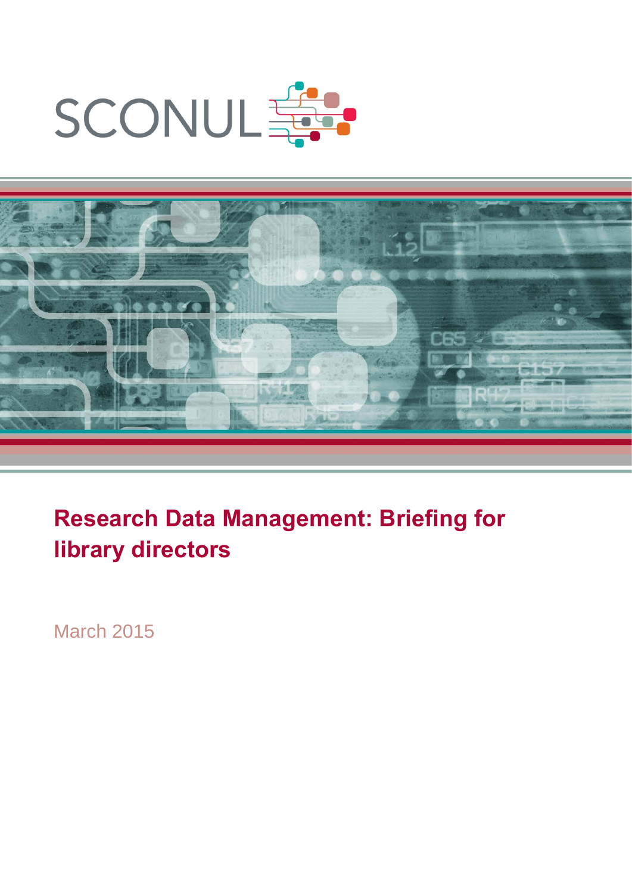SCONUL

# Research Data Management: Briefing for library directors

March 2015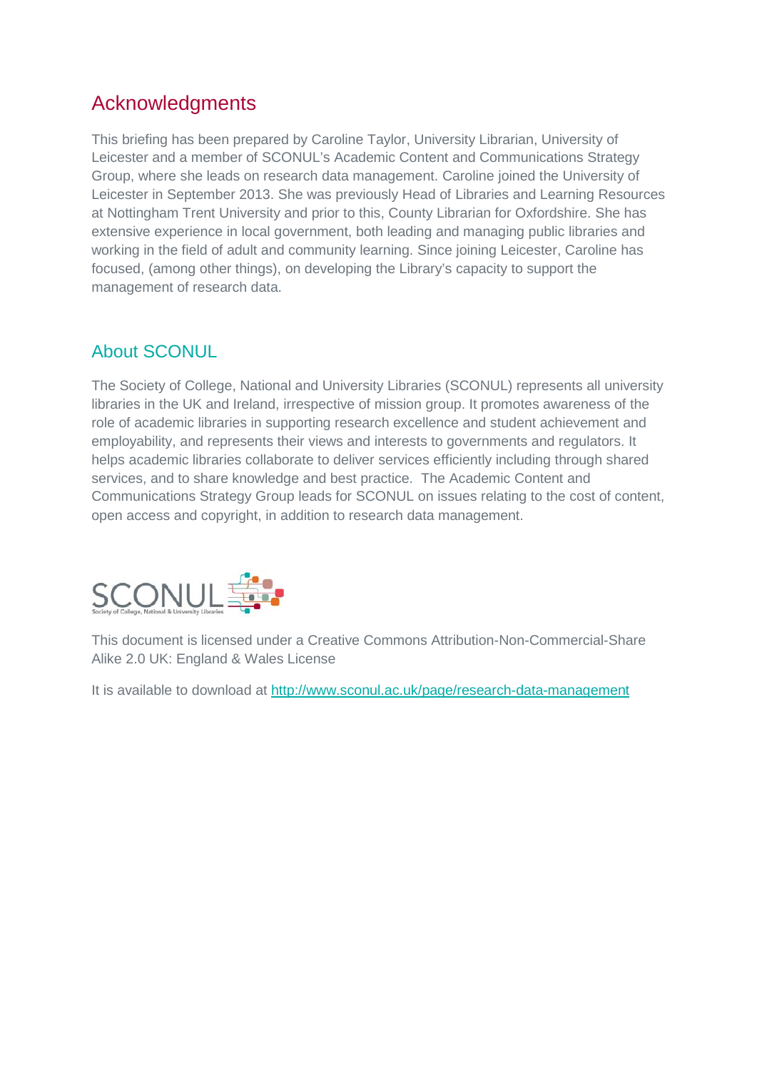## Acknowledgments

This briefing has been prepared by Caroline Taylor, University Librarian, University of Leicester and a member of SCONUL's Academic Content and Communications Strategy Group, where she leads on research data management. Caroline joined the University of Leicester in September 2013. She was previously Head of Libraries and Learning Resources at Nottingham Trent University and prior to this, County Librarian for Oxfordshire. She has extensive experience in local government, both leading and managing public libraries and working in the field of adult and community learning. Since joining Leicester, Caroline has focused, (among other things), on developing the Library's capacity to support the management of research data.

## About SCONUL

The Society of College, National and University Libraries (SCONUL) represents all university libraries in the UK and Ireland, irrespective of mission group. It promotes awareness of the role of academic libraries in supporting research excellence and student achievement and employability, and represents their views and interests to governments and regulators. It helps academic libraries collaborate to deliver services efficiently including through shared services, and to share knowledge and best practice. The Academic Content and Communications Strategy Group leads for SCONUL on issues relating to the cost of content, open access and copyright, in addition to research data management.

SCONUL
Society of College, National & University Libraries

This document is licensed under a Creative Commons Attribution-Non-Commercial-Share Alike 2.0 UK: England & Wales License

It is available to download at [http://www.sconul.ac.uk/page/research-data-management](http://www.sconul.ac.uk/page/research-data-management)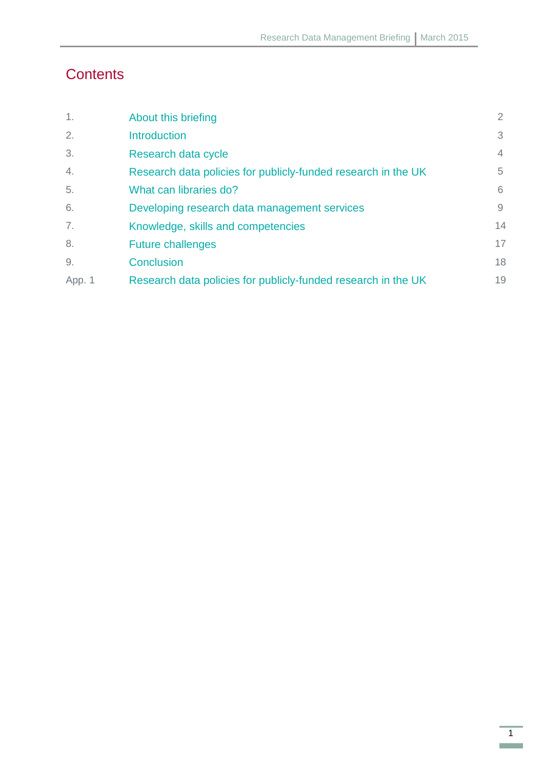# Contents

| | | |
|---|---|---|
| 1. | About this briefing | 2 |
| 2. | Introduction | 3 |
| 3. | Research data cycle | 4 |
| 4. | Research data policies for publicly-funded research in the UK | 5 |
| 5. | What can libraries do? | 6 |
| 6. | Developing research data management services | 9 |
| 7. | Knowledge, skills and competencies | 14 |
| 8. | Future challenges | 17 |
| 9. | Conclusion | 18 |
| App. 1 | Research data policies for publicly-funded research in the UK | 19 |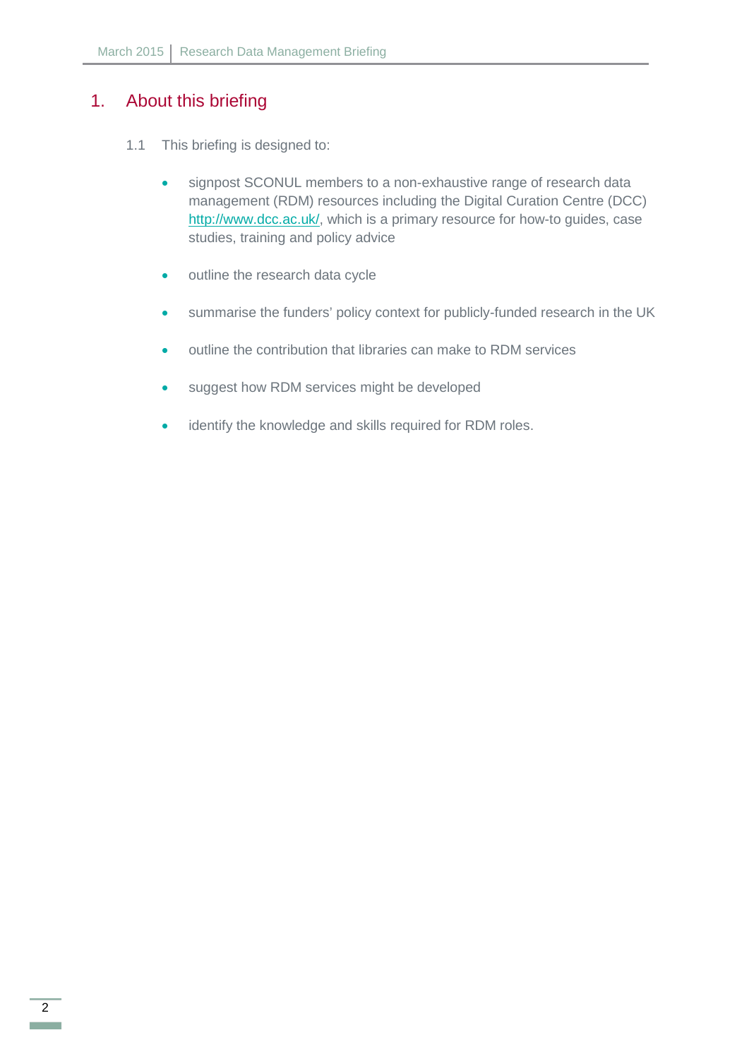# 1. About this briefing

1.1 This briefing is designed to:

- signpost SCONUL members to a non-exhaustive range of research data management (RDM) resources including the Digital Curation Centre (DCC) http://www.dcc.ac.uk/, which is a primary resource for how-to guides, case studies, training and policy advice
- outline the research data cycle
- summarise the funders' policy context for publicly-funded research in the UK
- outline the contribution that libraries can make to RDM services
- suggest how RDM services might be developed
- identify the knowledge and skills required for RDM roles.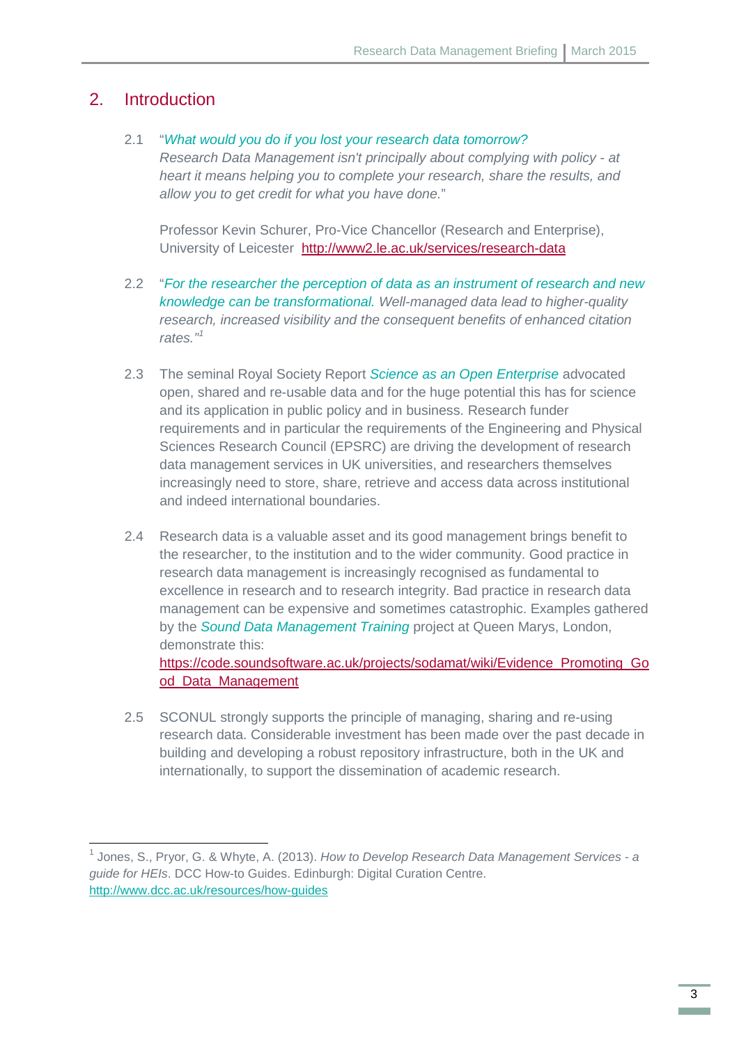## 2. Introduction

2.1 "*What would you do if you lost your research data tomorrow? Research Data Management isn't principally about complying with policy - at heart it means helping you to complete your research, share the results, and allow you to get credit for what you have done.*"

Professor Kevin Schurer, Pro-Vice Chancellor (Research and Enterprise), University of Leicester http://www2.le.ac.uk/services/research-data

2.2 "*For the researcher the perception of data as an instrument of research and new knowledge can be transformational. Well-managed data lead to higher-quality research, increased visibility and the consequent benefits of enhanced citation rates.*"[1]

2.3 The seminal Royal Society Report *Science as an Open Enterprise* advocated open, shared and re-usable data and for the huge potential this has for science and its application in public policy and in business. Research funder requirements and in particular the requirements of the Engineering and Physical Sciences Research Council (EPSRC) are driving the development of research data management services in UK universities, and researchers themselves increasingly need to store, share, retrieve and access data across institutional and indeed international boundaries.

2.4 Research data is a valuable asset and its good management brings benefit to the researcher, to the institution and to the wider community. Good practice in research data management is increasingly recognised as fundamental to excellence in research and to research integrity. Bad practice in research data management can be expensive and sometimes catastrophic. Examples gathered by the *Sound Data Management Training* project at Queen Marys, London, demonstrate this: https://code.soundsoftware.ac.uk/projects/sodamat/wiki/Evidence_Promoting_Good_Data_Management

2.5 SCONUL strongly supports the principle of managing, sharing and re-using research data. Considerable investment has been made over the past decade in building and developing a robust repository infrastructure, both in the UK and internationally, to support the dissemination of academic research.

---

[1] Jones, S., Pryor, G. & Whyte, A. (2013). *How to Develop Research Data Management Services - a guide for HEIs*. DCC How-to Guides. Edinburgh: Digital Curation Centre. http://www.dcc.ac.uk/resources/how-guides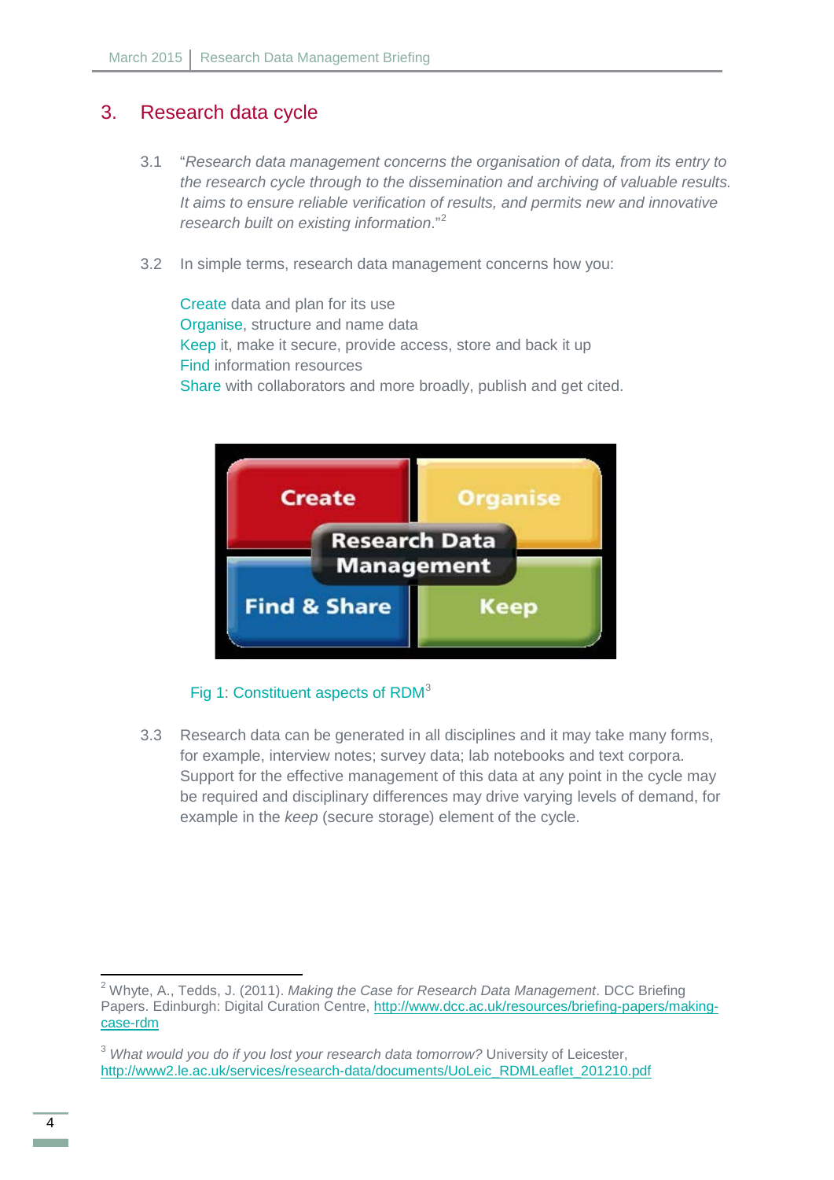## 3. Research data cycle

3.1 "*Research data management concerns the organisation of data, from its entry to the research cycle through to the dissemination and archiving of valuable results. It aims to ensure reliable verification of results, and permits new and innovative research built on existing information*."[2]

3.2 In simple terms, research data management concerns how you:

Create data and plan for its use
Organise, structure and name data
Keep it secure, provide access, store and back it up
Find information resources
Share with collaborators and more broadly, publish and get cited.

Fig 1: Constituent aspects of RDM[3]

3.3 Research data can be generated in all disciplines and it may take many forms, for example, interview notes; survey data; lab notebooks and text corpora. Support for the effective management of this data at any point in the cycle may be required and disciplinary differences may drive varying levels of demand, for example in the *keep* (secure storage) element of the cycle.

---

[2] Whyte, A., Tedds, J. (2011). *Making the Case for Research Data Management*. DCC Briefing Papers. Edinburgh: Digital Curation Centre, http://www.dcc.ac.uk/resources/briefing-papers/making-case-rdm

[3] *What would you do if you lost your research data tomorrow?* University of Leicester, http://www2.le.ac.uk/services/research-data/documents/UoLeic_RDMLeaflet_201210.pdf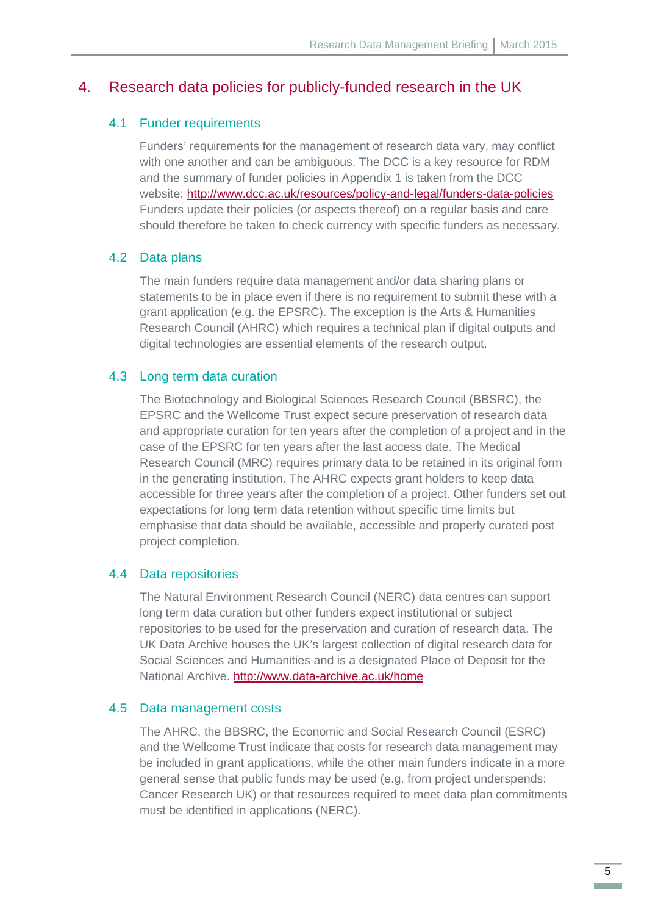# 4. Research data policies for publicly-funded research in the UK

## 4.1 Funder requirements

Funders' requirements for the management of research data vary, may conflict with one another and can be ambiguous. The DCC is a key resource for RDM and the summary of funder policies in Appendix 1 is taken from the DCC website: http://www.dcc.ac.uk/resources/policy-and-legal/funders-data-policies Funders update their policies (or aspects thereof) on a regular basis and care should therefore be taken to check currency with specific funders as necessary.

## 4.2 Data plans

The main funders require data management and/or data sharing plans or statements to be in place even if there is no requirement to submit these with a grant application (e.g. the EPSRC). The exception is the Arts & Humanities Research Council (AHRC) which requires a technical plan if digital outputs and digital technologies are essential elements of the research output.

## 4.3 Long term data curation

The Biotechnology and Biological Sciences Research Council (BBSRC), the EPSRC and the Wellcome Trust expect secure preservation of research data and appropriate curation for ten years after the completion of a project and in the case of the EPSRC for ten years after the last access date. The Medical Research Council (MRC) requires primary data to be retained in its original form in the generating institution. The AHRC expects grant holders to keep data accessible for three years after the completion of a project. Other funders set out expectations for long term data retention without specific time limits but emphasise that data should be available, accessible and properly curated post project completion.

## 4.4 Data repositories

The Natural Environment Research Council (NERC) data centres can support long term data curation but other funders expect institutional or subject repositories to be used for the preservation and curation of research data. The UK Data Archive houses the UK's largest collection of digital research data for Social Sciences and Humanities and is a designated Place of Deposit for the National Archive. http://www.data-archive.ac.uk/home

## 4.5 Data management costs

The AHRC, the BBSRC, the Economic and Social Research Council (ESRC) and the Wellcome Trust indicate that costs for research data management may be included in grant applications, while the other main funders indicate in a more general sense that public funds may be used (e.g. from project underspends: Cancer Research UK) or that resources required to meet data plan commitments must be identified in applications (NERC).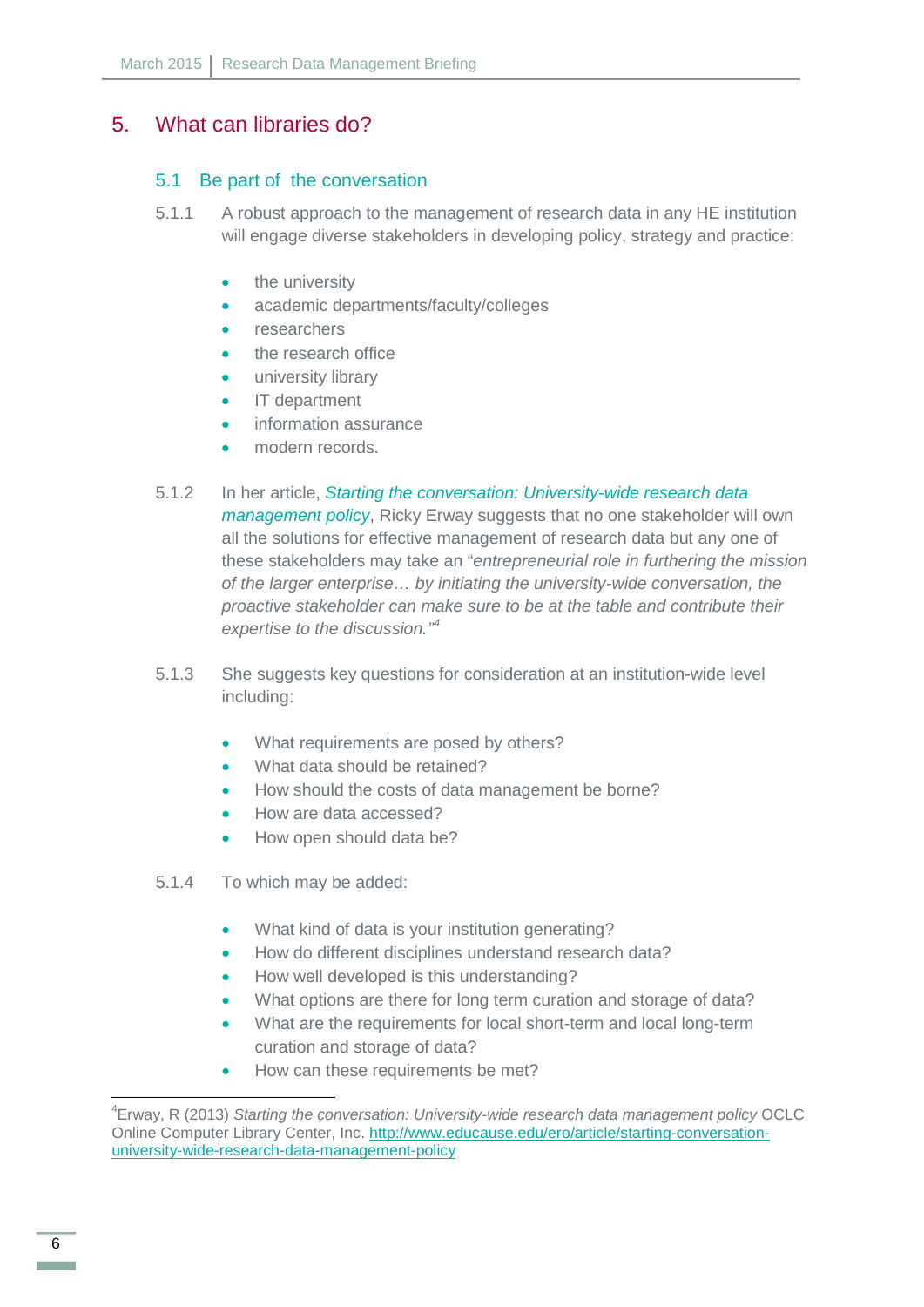# 5. What can libraries do?

## 5.1 Be part of the conversation

5.1.1 A robust approach to the management of research data in any HE institution will engage diverse stakeholders in developing policy, strategy and practice:

- the university
- academic departments/faculty/colleges
- researchers
- the research office
- university library
- IT department
- information assurance
- modern records.

5.1.2 In her article, *Starting the conversation: University-wide research data management policy*, Ricky Erway suggests that no one stakeholder will own all the solutions for effective management of research data but any one of these stakeholders may take an "*entrepreneurial role in furthering the mission of the larger enterprise… by initiating the university-wide conversation, the proactive stakeholder can make sure to be at the table and contribute their expertise to the discussion.*"[4]

5.1.3 She suggests key questions for consideration at an institution-wide level including:

- What requirements are posed by others?
- What data should be retained?
- How should the costs of data management be borne?
- How are data accessed?
- How open should data be?

5.1.4 To which may be added:

- What kind of data is your institution generating?
- How do different disciplines understand research data?
- How well developed is this understanding?
- What options are there for long term curation and storage of data?
- What are the requirements for local short-term and local long-term curation and storage of data?
- How can these requirements be met?

---

[4] Erway, R (2013) *Starting the conversation: University-wide research data management policy* OCLC Online Computer Library Center, Inc. http://www.educause.edu/ero/article/starting-conversation-university-wide-research-data-management-policy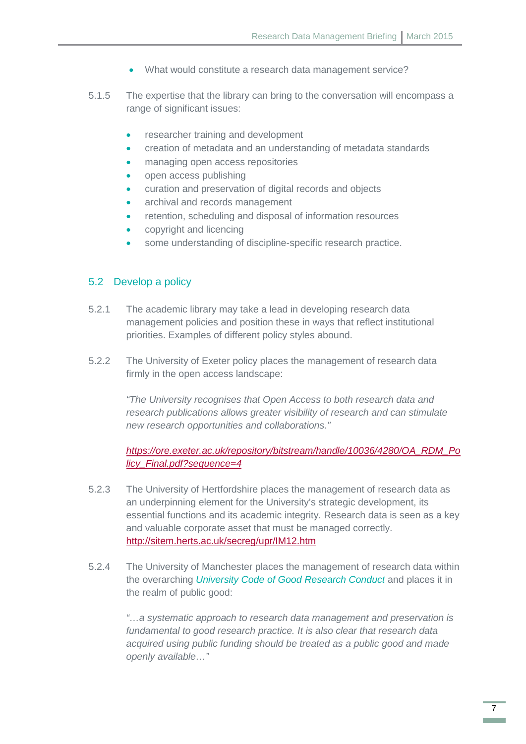- What would constitute a research data management service?

5.1.5 The expertise that the library can bring to the conversation will encompass a range of significant issues:

- researcher training and development
- creation of metadata and an understanding of metadata standards
- managing open access repositories
- open access publishing
- curation and preservation of digital records and objects
- archival and records management
- retention, scheduling and disposal of information resources
- copyright and licencing
- some understanding of discipline-specific research practice.

## 5.2 Develop a policy

5.2.1 The academic library may take a lead in developing research data management policies and position these in ways that reflect institutional priorities. Examples of different policy styles abound.

5.2.2 The University of Exeter policy places the management of research data firmly in the open access landscape:

*"The University recognises that Open Access to both research data and research publications allows greater visibility of research and can stimulate new research opportunities and collaborations."*

*https://ore.exeter.ac.uk/repository/bitstream/handle/10036/4280/OA_RDM_Policy_Final.pdf?sequence=4*

5.2.3 The University of Hertfordshire places the management of research data as an underpinning element for the University's strategic development, its essential functions and its academic integrity. Research data is seen as a key and valuable corporate asset that must be managed correctly. http://sitem.herts.ac.uk/secreg/upr/IM12.htm

5.2.4 The University of Manchester places the management of research data within the overarching *University Code of Good Research Conduct* and places it in the realm of public good:

*"…a systematic approach to research data management and preservation is fundamental to good research practice. It is also clear that research data acquired using public funding should be treated as a public good and made openly available…"*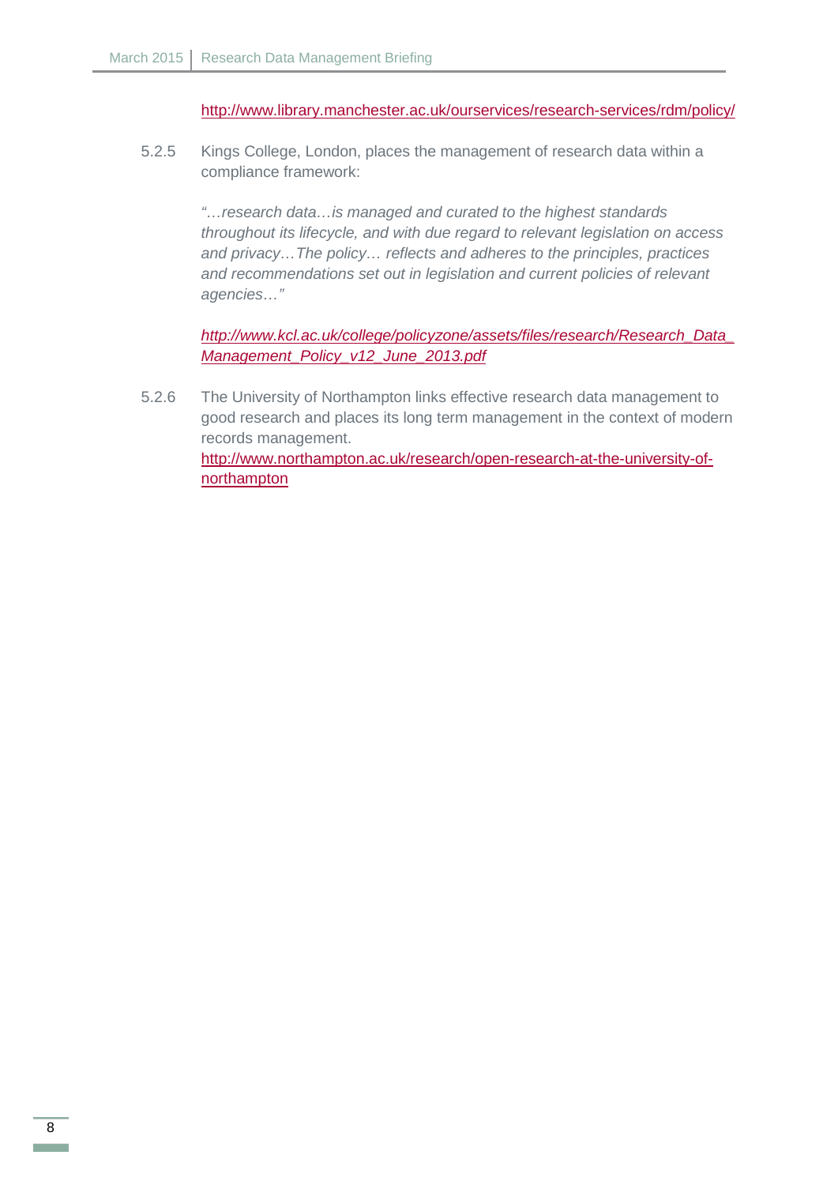http://www.library.manchester.ac.uk/ourservices/research-services/rdm/policy/

5.2.5 Kings College, London, places the management of research data within a compliance framework:

> *"…research data…is managed and curated to the highest standards throughout its lifecycle, and with due regard to relevant legislation on access and privacy…The policy… reflects and adheres to the principles, practices and recommendations set out in legislation and current policies of relevant agencies…"*

*http://www.kcl.ac.uk/college/policyzone/assets/files/research/Research_Data_Management_Policy_v12_June_2013.pdf*

5.2.6 The University of Northampton links effective research data management to good research and places its long term management in the context of modern records management.
http://www.northampton.ac.uk/research/open-research-at-the-university-of-northampton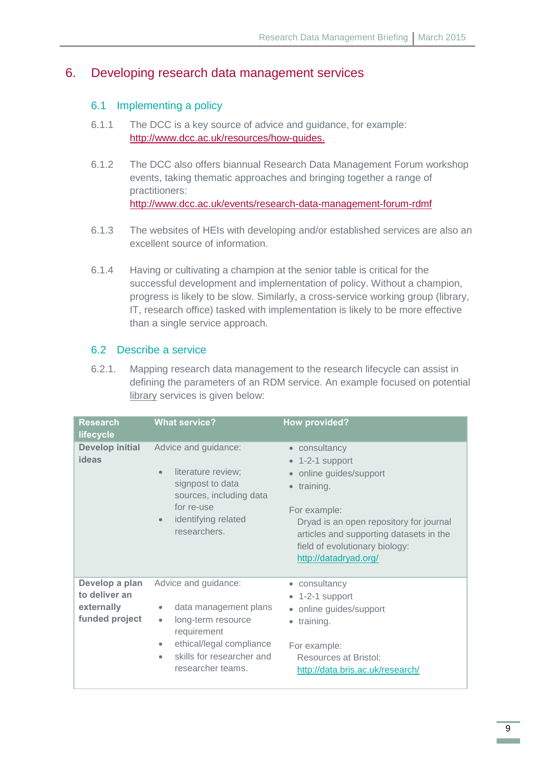# 6. Developing research data management services

## 6.1 Implementing a policy

6.1.1 The DCC is a key source of advice and guidance, for example: http://www.dcc.ac.uk/resources/how-guides.

6.1.2 The DCC also offers biannual Research Data Management Forum workshop events, taking thematic approaches and bringing together a range of practitioners: http://www.dcc.ac.uk/events/research-data-management-forum-rdmf

6.1.3 The websites of HEIs with developing and/or established services are also an excellent source of information.

6.1.4 Having or cultivating a champion at the senior table is critical for the successful development and implementation of policy. Without a champion, progress is likely to be slow. Similarly, a cross-service working group (library, IT, research office) tasked with implementation is likely to be more effective than a single service approach.

## 6.2 Describe a service

6.2.1. Mapping research data management to the research lifecycle can assist in defining the parameters of an RDM service. An example focused on potential library services is given below:

| Research lifecycle | What service? | How provided? |
|---|---|---|
| **Develop initial ideas** | Advice and guidance:<br>• literature review; signpost to data sources, including data for re-use<br>• identifying related researchers. | • consultancy<br>• 1-2-1 support<br>• online guides/support<br>• training.<br><br>For example:<br>Dryad is an open repository for journal articles and supporting datasets in the field of evolutionary biology: http://datadryad.org/ |
| **Develop a plan to deliver an externally funded project** | Advice and guidance:<br>• data management plans<br>• long-term resource requirement<br>• ethical/legal compliance<br>• skills for researcher and researcher teams. | • consultancy<br>• 1-2-1 support<br>• online guides/support<br>• training.<br><br>For example:<br>Resources at Bristol: http://data.bris.ac.uk/research/ |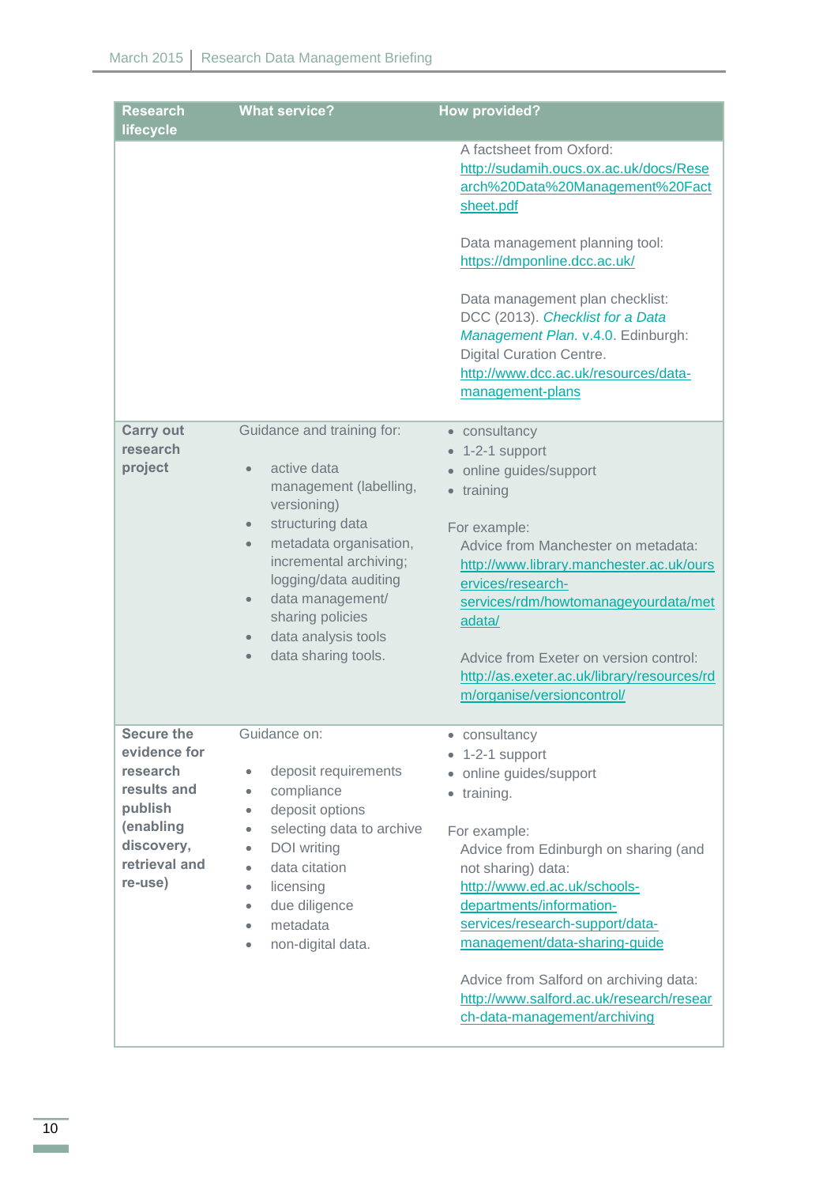| Research lifecycle | What service? | How provided? |
|---|---|---|
| | | A factsheet from Oxford: http://sudamih.oucs.ox.ac.uk/docs/Research%20Data%20Management%20Factsheet.pdf<br><br>Data management planning tool: https://dmponline.dcc.ac.uk/<br><br>Data management plan checklist: DCC (2013). *Checklist for a Data Management Plan*. v.4.0. Edinburgh: Digital Curation Centre. http://www.dcc.ac.uk/resources/data-management-plans |
| **Carry out research project** | Guidance and training for:<br><br>• active data management (labelling, versioning)<br>• structuring data<br>• metadata organisation, incremental archiving; logging/data auditing<br>• data management/ sharing policies<br>• data analysis tools<br>• data sharing tools. | • consultancy<br>• 1-2-1 support<br>• online guides/support<br>• training<br><br>For example:<br>Advice from Manchester on metadata: http://www.library.manchester.ac.uk/ourservices/research-services/rdm/howtomanageyourdata/metadata/<br><br>Advice from Exeter on version control: http://as.exeter.ac.uk/library/resources/rdm/organise/versioncontrol/ |
| **Secure the evidence for research results and publish (enabling discovery, retrieval and re-use)** | Guidance on:<br><br>• deposit requirements<br>• compliance<br>• deposit options<br>• selecting data to archive<br>• DOI writing<br>• data citation<br>• licensing<br>• due diligence<br>• metadata<br>• non-digital data. | • consultancy<br>• 1-2-1 support<br>• online guides/support<br>• training.<br><br>For example:<br>Advice from Edinburgh on sharing (and not sharing) data: http://www.ed.ac.uk/schools-departments/information-services/research-support/data-management/data-sharing-guide<br><br>Advice from Salford on archiving data: http://www.salford.ac.uk/research/research-data-management/archiving |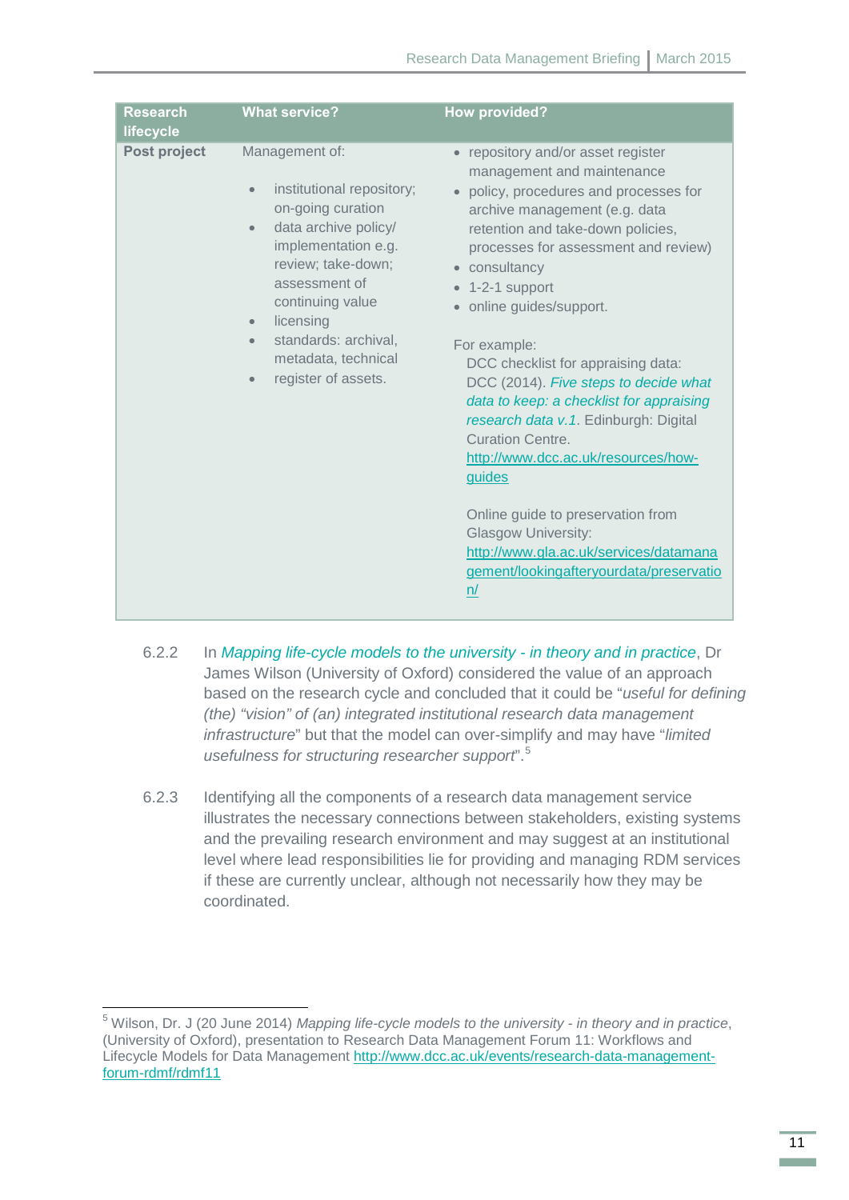| Research lifecycle | What service? | How provided? |
|---|---|---|
| **Post project** | Management of:<br><br>• institutional repository; on-going curation<br>• data archive policy/ implementation e.g. review; take-down; assessment of continuing value<br>• licensing<br>• standards: archival, metadata, technical<br>• register of assets. | • repository and/or asset register management and maintenance<br>• policy, procedures and processes for archive management (e.g. data retention and take-down policies, processes for assessment and review)<br>• consultancy<br>• 1-2-1 support<br>• online guides/support.<br><br>For example:<br>DCC checklist for appraising data: DCC (2014). *Five steps to decide what data to keep: a checklist for appraising research data v.1*. Edinburgh: Digital Curation Centre. http://www.dcc.ac.uk/resources/how-guides<br><br>Online guide to preservation from Glasgow University: http://www.gla.ac.uk/services/datamanagement/lookingafteryourdata/preservation/ |

6.2.2 In *Mapping life-cycle models to the university - in theory and in practice*, Dr James Wilson (University of Oxford) considered the value of an approach based on the research cycle and concluded that it could be "*useful for defining (the) "vision" of (an) integrated institutional research data management infrastructure*" but that the model can over-simplify and may have "*limited usefulness for structuring researcher support*".[5]

6.2.3 Identifying all the components of a research data management service illustrates the necessary connections between stakeholders, existing systems and the prevailing research environment and may suggest at an institutional level where lead responsibilities lie for providing and managing RDM services if these are currently unclear, although not necessarily how they may be coordinated.

---

[5] Wilson, Dr. J (20 June 2014) *Mapping life-cycle models to the university - in theory and in practice*, (University of Oxford), presentation to Research Data Management Forum 11: Workflows and Lifecycle Models for Data Management http://www.dcc.ac.uk/events/research-data-management-forum-rdmf/rdmf11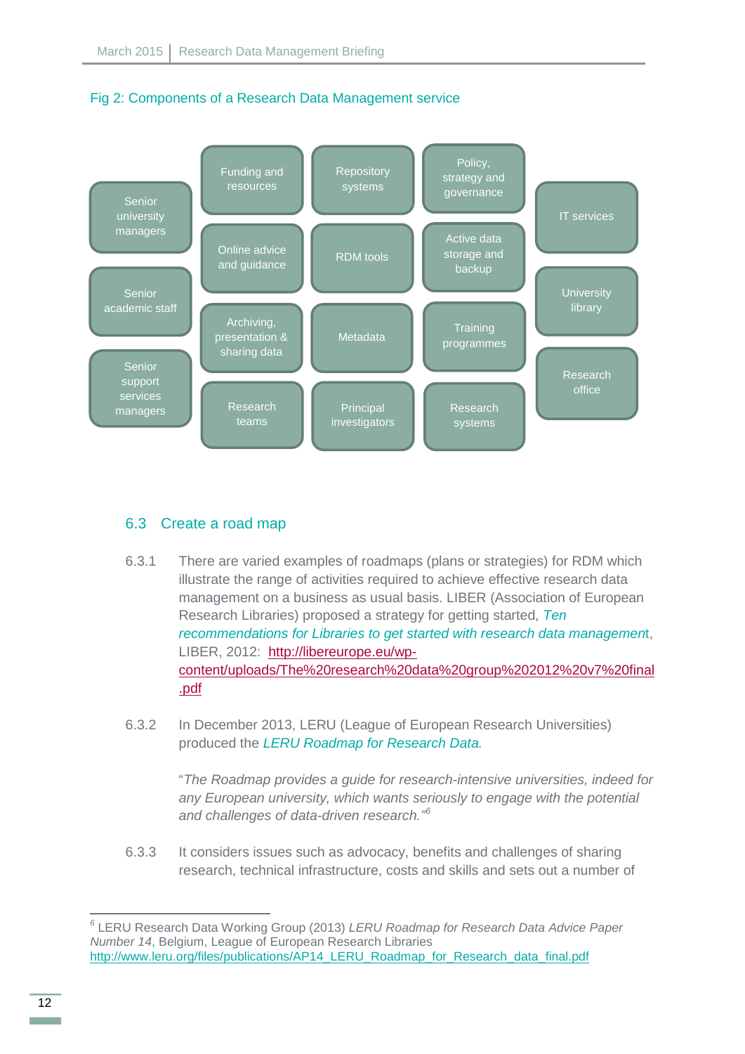Fig 2: Components of a Research Data Management service

Senior university managers

Senior academic staff

Senior support services managers

Funding and resources

Online advice and guidance

Archiving, presentation & sharing data

Research teams

Repository systems

RDM tools

Metadata

Principal investigators

Policy, strategy and governance

Active data storage and backup

Training programmes

Research systems

IT services

University library

Research office

## 6.3 Create a road map

6.3.1 There are varied examples of roadmaps (plans or strategies) for RDM which illustrate the range of activities required to achieve effective research data management on a business as usual basis. LIBER (Association of European Research Libraries) proposed a strategy for getting started, *Ten recommendations for Libraries to get started with research data management*, LIBER, 2012: http://libereurope.eu/wp-content/uploads/The%20research%20data%20group%202012%20v7%20final.pdf

6.3.2 In December 2013, LERU (League of European Research Universities) produced the *LERU Roadmap for Research Data.*

"*The Roadmap provides a guide for research-intensive universities, indeed for any European university, which wants seriously to engage with the potential and challenges of data-driven research.*"[6]

6.3.3 It considers issues such as advocacy, benefits and challenges of sharing research, technical infrastructure, costs and skills and sets out a number of

---

[6] LERU Research Data Working Group (2013) *LERU Roadmap for Research Data Advice Paper Number 14*, Belgium, League of European Research Libraries http://www.leru.org/files/publications/AP14_LERU_Roadmap_for_Research_data_final.pdf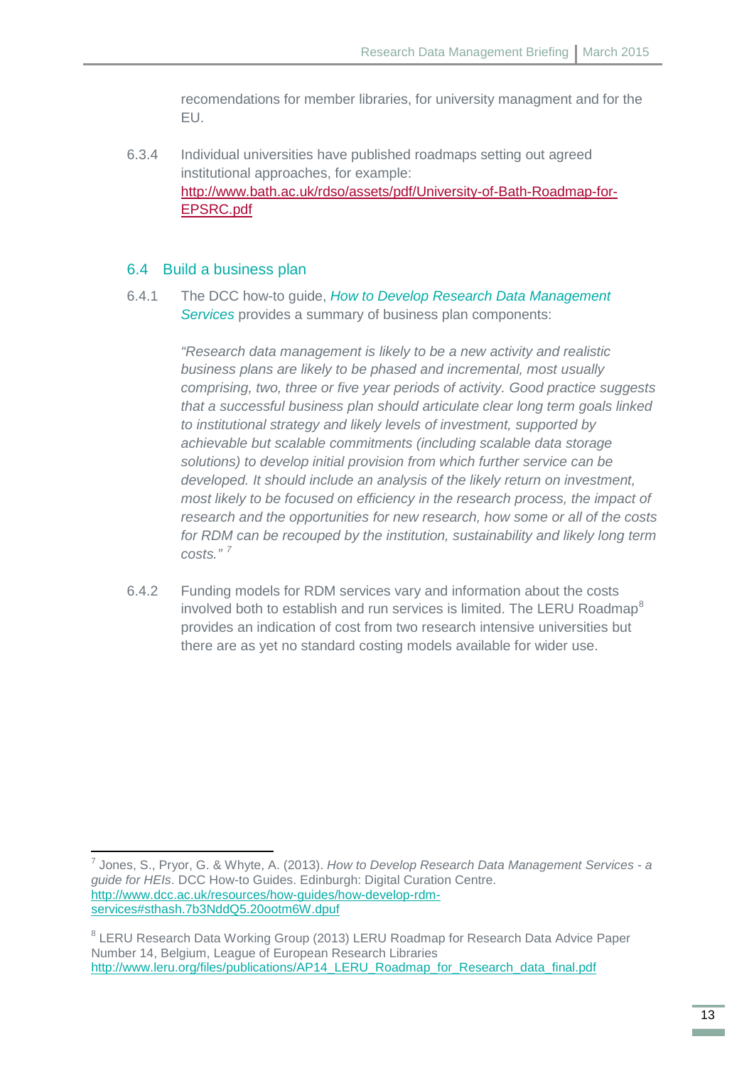recomendations for member libraries, for university managment and for the EU.

6.3.4 Individual universities have published roadmaps setting out agreed institutional approaches, for example: http://www.bath.ac.uk/rdso/assets/pdf/University-of-Bath-Roadmap-for-EPSRC.pdf

## 6.4 Build a business plan

6.4.1 The DCC how-to guide, *How to Develop Research Data Management Services* provides a summary of business plan components:

> *"Research data management is likely to be a new activity and realistic business plans are likely to be phased and incremental, most usually comprising, two, three or five year periods of activity. Good practice suggests that a successful business plan should articulate clear long term goals linked to institutional strategy and likely levels of investment, supported by achievable but scalable commitments (including scalable data storage solutions) to develop initial provision from which further service can be developed. It should include an analysis of the likely return on investment, most likely to be focused on efficiency in the research process, the impact of research and the opportunities for new research, how some or all of the costs for RDM can be recouped by the institution, sustainability and likely long term costs."* [7]

6.4.2 Funding models for RDM services vary and information about the costs involved both to establish and run services is limited. The LERU Roadmap[8] provides an indication of cost from two research intensive universities but there are as yet no standard costing models available for wider use.

---

[7] Jones, S., Pryor, G. & Whyte, A. (2013). *How to Develop Research Data Management Services - a guide for HEIs*. DCC How-to Guides. Edinburgh: Digital Curation Centre. http://www.dcc.ac.uk/resources/how-guides/how-develop-rdm-services#sthash.7b3NddQ5.20ootm6W.dpuf

[8] LERU Research Data Working Group (2013) LERU Roadmap for Research Data Advice Paper Number 14, Belgium, League of European Research Libraries http://www.leru.org/files/publications/AP14_LERU_Roadmap_for_Research_data_final.pdf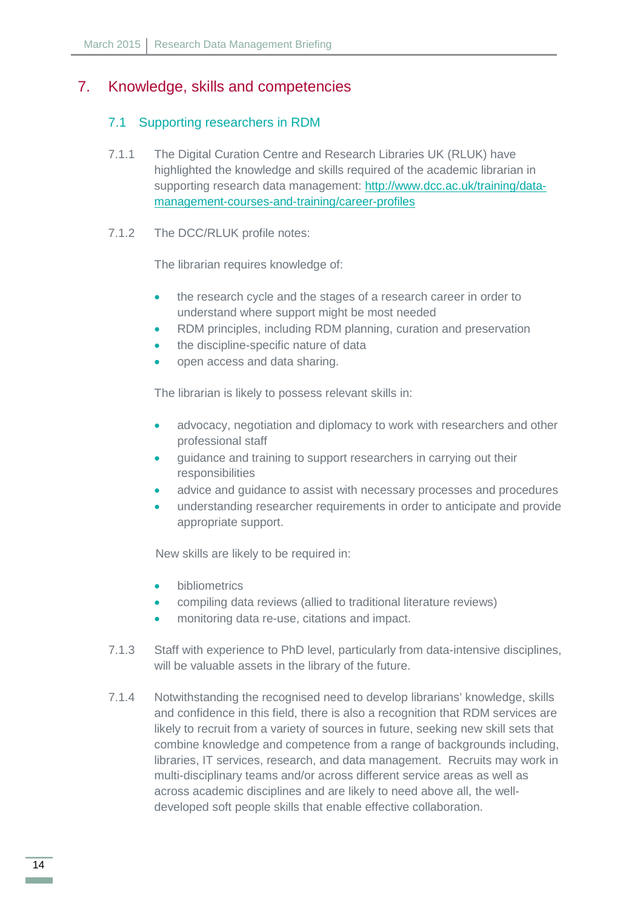# 7. Knowledge, skills and competencies

## 7.1 Supporting researchers in RDM

7.1.1 The Digital Curation Centre and Research Libraries UK (RLUK) have highlighted the knowledge and skills required of the academic librarian in supporting research data management: http://www.dcc.ac.uk/training/data-management-courses-and-training/career-profiles

7.1.2 The DCC/RLUK profile notes:

The librarian requires knowledge of:

- the research cycle and the stages of a research career in order to understand where support might be most needed
- RDM principles, including RDM planning, curation and preservation
- the discipline-specific nature of data
- open access and data sharing.

The librarian is likely to possess relevant skills in:

- advocacy, negotiation and diplomacy to work with researchers and other professional staff
- guidance and training to support researchers in carrying out their responsibilities
- advice and guidance to assist with necessary processes and procedures
- understanding researcher requirements in order to anticipate and provide appropriate support.

New skills are likely to be required in:

- bibliometrics
- compiling data reviews (allied to traditional literature reviews)
- monitoring data re-use, citations and impact.

7.1.3 Staff with experience to PhD level, particularly from data-intensive disciplines, will be valuable assets in the library of the future.

7.1.4 Notwithstanding the recognised need to develop librarians' knowledge, skills and confidence in this field, there is also a recognition that RDM services are likely to recruit from a variety of sources in future, seeking new skill sets that combine knowledge and competence from a range of backgrounds including, libraries, IT services, research, and data management. Recruits may work in multi-disciplinary teams and/or across different service areas as well as across academic disciplines and are likely to need above all, the well-developed soft people skills that enable effective collaboration.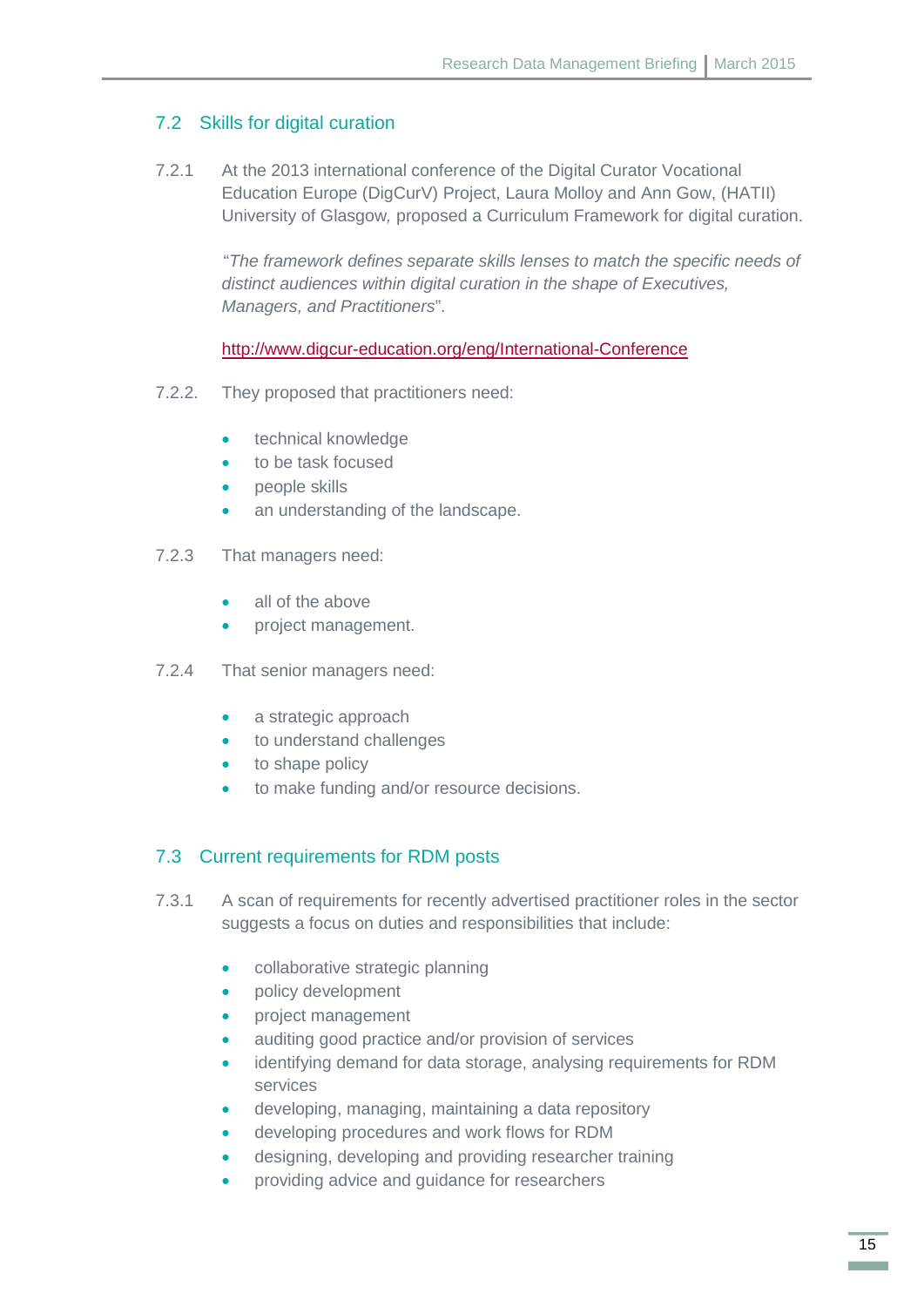## 7.2 Skills for digital curation

7.2.1 At the 2013 international conference of the Digital Curator Vocational Education Europe (DigCurV) Project, Laura Molloy and Ann Gow, (HATII) University of Glasgow, proposed a Curriculum Framework for digital curation.

> "*The framework defines separate skills lenses to match the specific needs of distinct audiences within digital curation in the shape of Executives, Managers, and Practitioners*".

> http://www.digcur-education.org/eng/International-Conference

7.2.2. They proposed that practitioners need:

- technical knowledge
- to be task focused
- people skills
- an understanding of the landscape.

7.2.3 That managers need:

- all of the above
- project management.

7.2.4 That senior managers need:

- a strategic approach
- to understand challenges
- to shape policy
- to make funding and/or resource decisions.

## 7.3 Current requirements for RDM posts

7.3.1 A scan of requirements for recently advertised practitioner roles in the sector suggests a focus on duties and responsibilities that include:

- collaborative strategic planning
- policy development
- project management
- auditing good practice and/or provision of services
- identifying demand for data storage, analysing requirements for RDM services
- developing, managing, maintaining a data repository
- developing procedures and work flows for RDM
- designing, developing and providing researcher training
- providing advice and guidance for researchers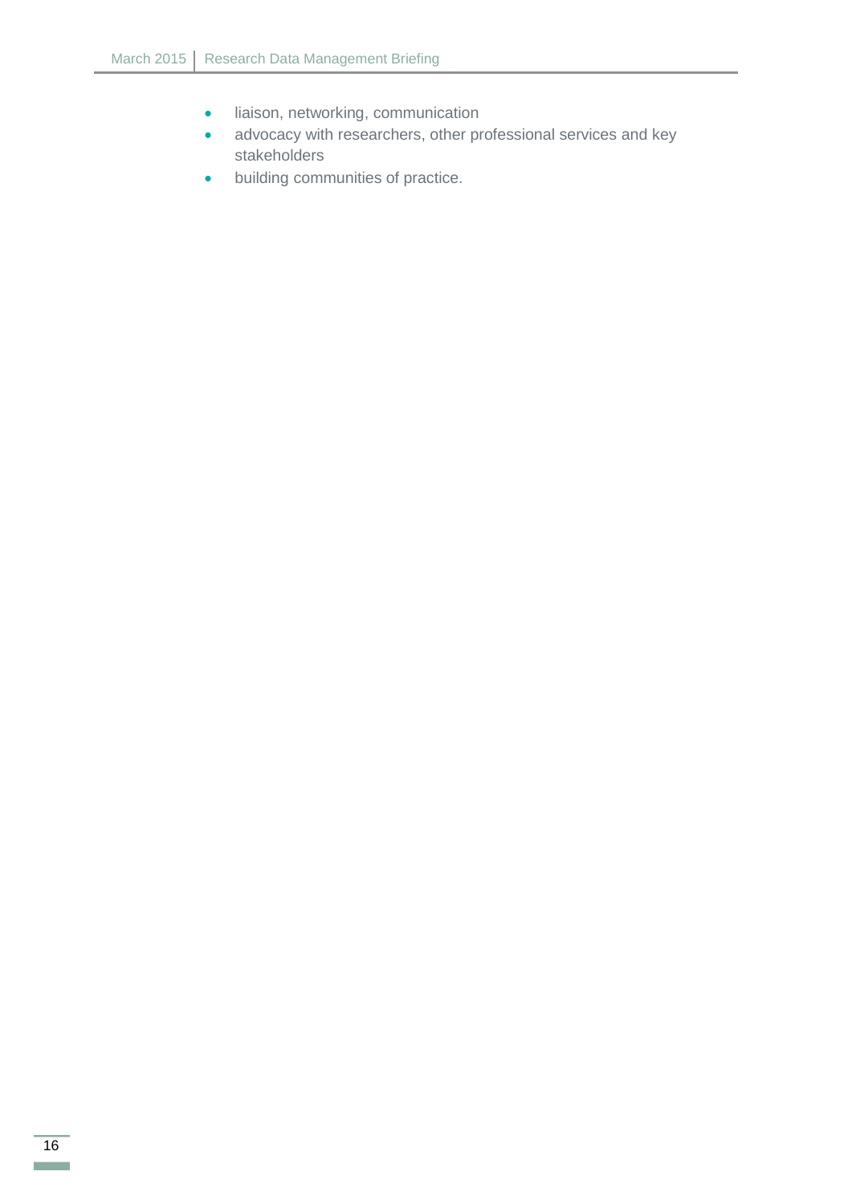- liaison, networking, communication
- advocacy with researchers, other professional services and key stakeholders
- building communities of practice.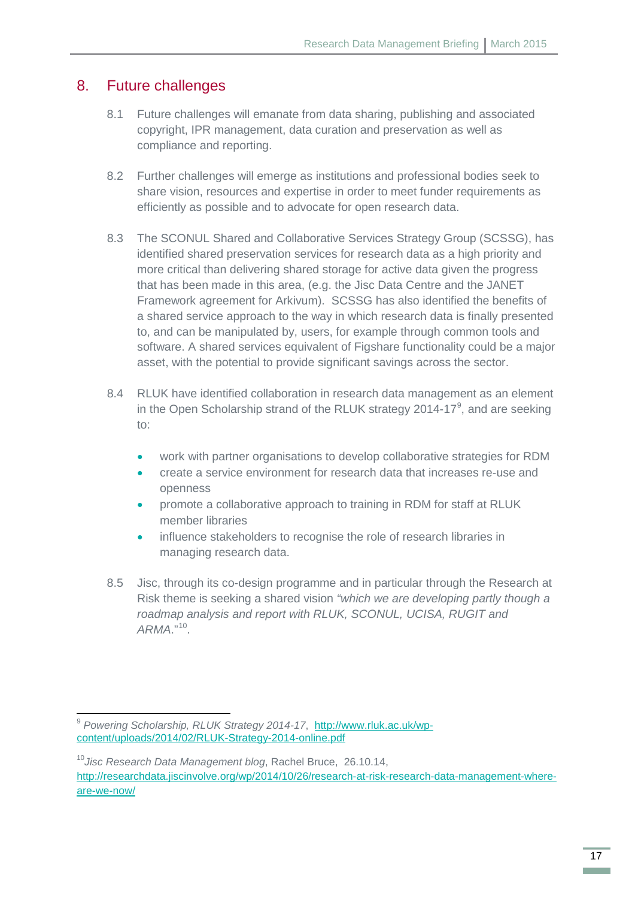## 8. Future challenges

8.1 Future challenges will emanate from data sharing, publishing and associated copyright, IPR management, data curation and preservation as well as compliance and reporting.

8.2 Further challenges will emerge as institutions and professional bodies seek to share vision, resources and expertise in order to meet funder requirements as efficiently as possible and to advocate for open research data.

8.3 The SCONUL Shared and Collaborative Services Strategy Group (SCSSG), has identified shared preservation services for research data as a high priority and more critical than delivering shared storage for active data given the progress that has been made in this area, (e.g. the Jisc Data Centre and the JANET Framework agreement for Arkivum). SCSSG has also identified the benefits of a shared service approach to the way in which research data is finally presented to, and can be manipulated by, users, for example through common tools and software. A shared services equivalent of Figshare functionality could be a major asset, with the potential to provide significant savings across the sector.

8.4 RLUK have identified collaboration in research data management as an element in the Open Scholarship strand of the RLUK strategy 2014-17[9], and are seeking to:

- work with partner organisations to develop collaborative strategies for RDM
- create a service environment for research data that increases re-use and openness
- promote a collaborative approach to training in RDM for staff at RLUK member libraries
- influence stakeholders to recognise the role of research libraries in managing research data.

8.5 Jisc, through its co-design programme and in particular through the Research at Risk theme is seeking a shared vision *"which we are developing partly though a roadmap analysis and report with RLUK, SCONUL, UCISA, RUGIT and ARMA."*[10].

---

[9] *Powering Scholarship, RLUK Strategy 2014-17*, http://www.rluk.ac.uk/wp-content/uploads/2014/02/RLUK-Strategy-2014-online.pdf

[10] *Jisc Research Data Management blog*, Rachel Bruce, 26.10.14, http://researchdata.jiscinvolve.org/wp/2014/10/26/research-at-risk-research-data-management-where-are-we-now/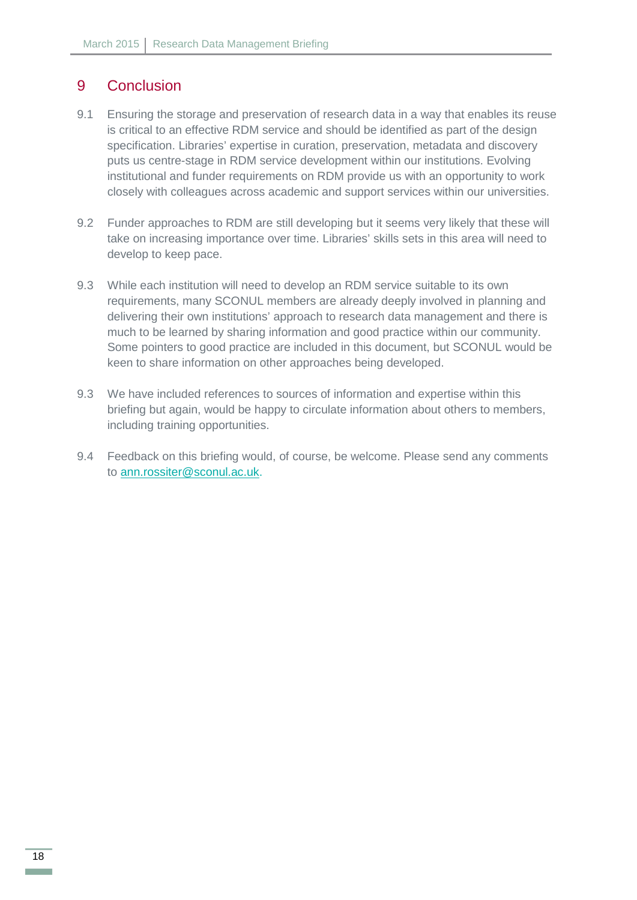## 9 Conclusion

9.1 Ensuring the storage and preservation of research data in a way that enables its reuse is critical to an effective RDM service and should be identified as part of the design specification. Libraries' expertise in curation, preservation, metadata and discovery puts us centre-stage in RDM service development within our institutions. Evolving institutional and funder requirements on RDM provide us with an opportunity to work closely with colleagues across academic and support services within our universities.

9.2 Funder approaches to RDM are still developing but it seems very likely that these will take on increasing importance over time. Libraries' skills sets in this area will need to develop to keep pace.

9.3 While each institution will need to develop an RDM service suitable to its own requirements, many SCONUL members are already deeply involved in planning and delivering their own institutions' approach to research data management and there is much to be learned by sharing information and good practice within our community. Some pointers to good practice are included in this document, but SCONUL would be keen to share information on other approaches being developed.

9.3 We have included references to sources of information and expertise within this briefing but again, would be happy to circulate information about others to members, including training opportunities.

9.4 Feedback on this briefing would, of course, be welcome. Please send any comments to ann.rossiter@sconul.ac.uk.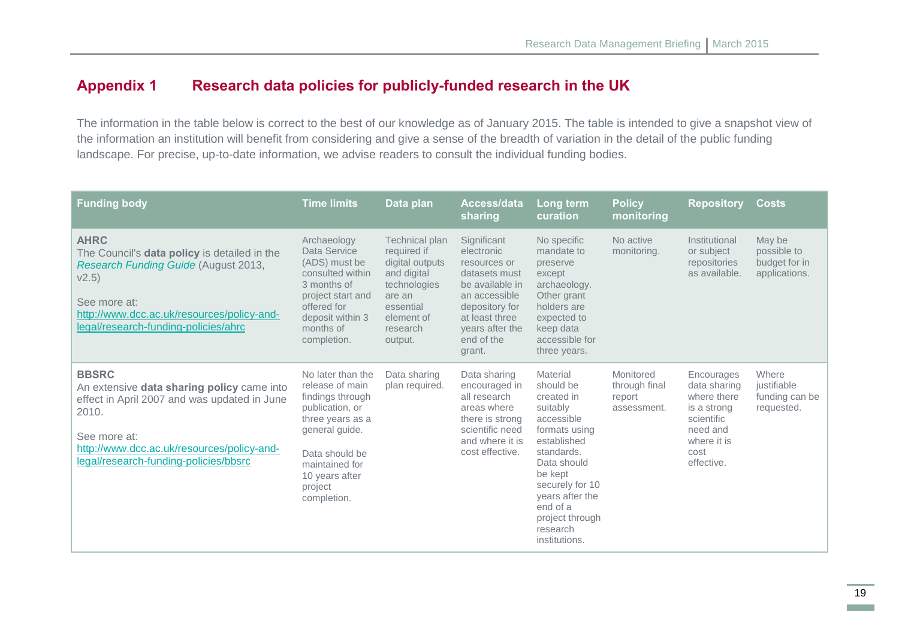## Appendix 1 Research data policies for publicly-funded research in the UK

The information in the table below is correct to the best of our knowledge as of January 2015. The table is intended to give a snapshot view of the information an institution will benefit from considering and give a sense of the breadth of variation in the detail of the public funding landscape. For precise, up-to-date information, we advise readers to consult the individual funding bodies.

| Funding body | Time limits | Data plan | Access/data sharing | Long term curation | Policy monitoring | Repository | Costs |
|---|---|---|---|---|---|---|---|
| **AHRC**<br>The Council's **data policy** is detailed in the *Research Funding Guide* (August 2013, v2.5)<br><br>See more at:<br>http://www.dcc.ac.uk/resources/policy-and-legal/research-funding-policies/ahrc | Archaeology Data Service (ADS) must be consulted within 3 months of project start and offered for deposit within 3 months of completion. | Technical plan required if digital outputs and digital technologies are an essential element of research output. | Significant electronic resources or datasets must be available in an accessible depository for at least three years after the end of the grant. | No specific mandate to preserve except archaeology. Other grant holders are expected to keep data accessible for three years. | No active monitoring. | Institutional or subject repositories as available. | May be possible to budget for in applications. |
| **BBSRC**<br>An extensive **data sharing policy** came into effect in April 2007 and was updated in June 2010.<br><br>See more at:<br>http://www.dcc.ac.uk/resources/policy-and-legal/research-funding-policies/bbsrc | No later than the release of main findings through publication, or three years as a general guide.<br><br>Data should be maintained for 10 years after project completion. | Data sharing plan required. | Data sharing encouraged in all research areas where there is strong scientific need and where it is cost effective. | Material should be created in suitably accessible formats using established standards. Data should be kept securely for 10 years after the end of a project through research institutions. | Monitored through final report assessment. | Encourages data sharing where there is a strong scientific need and where it is cost effective. | Where justifiable funding can be requested. |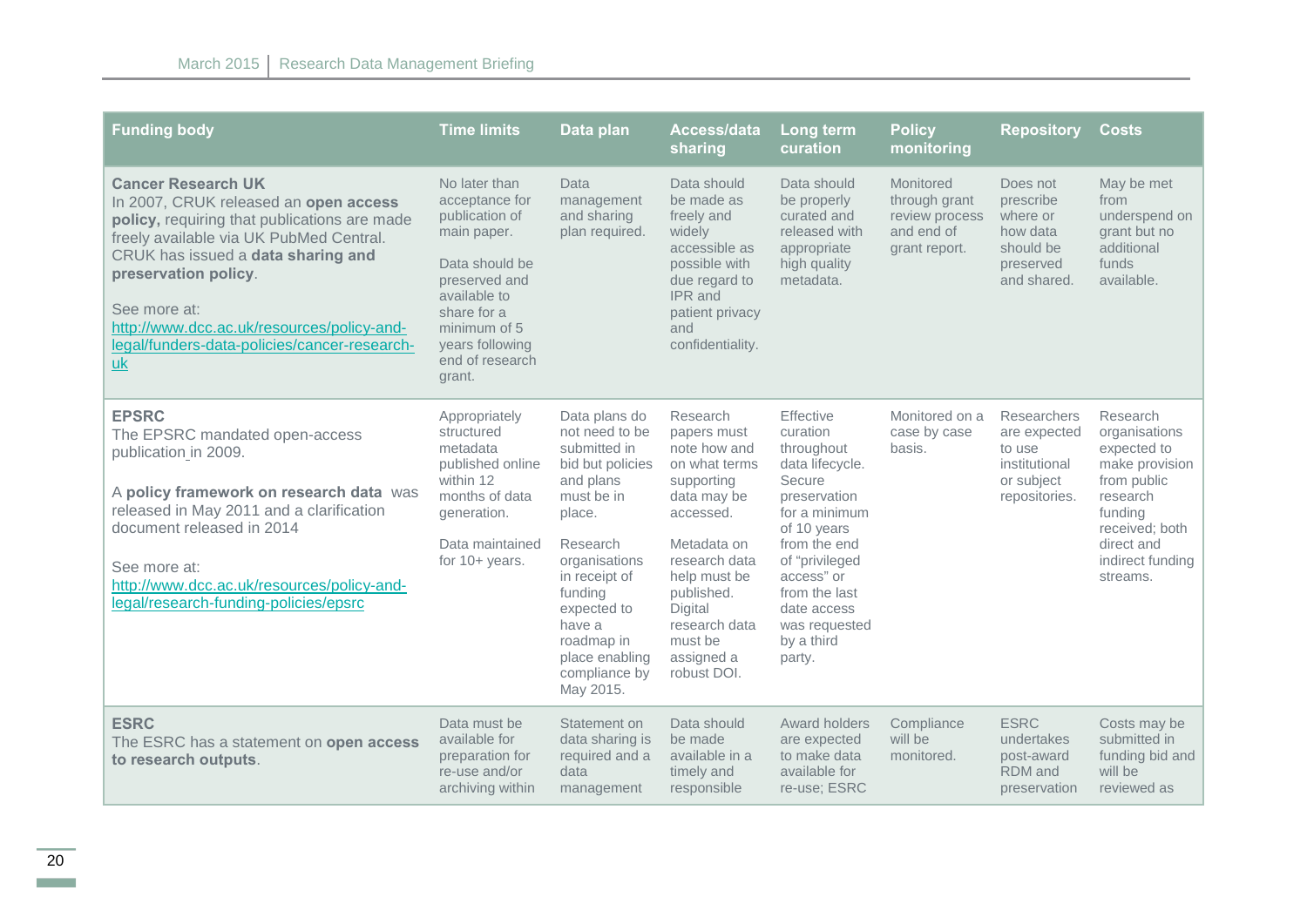| Funding body | Time limits | Data plan | Access/data sharing | Long term curation | Policy monitoring | Repository | Costs |
|---|---|---|---|---|---|---|---|
| **Cancer Research UK**<br>In 2007, CRUK released an **open access policy,** requiring that publications are made freely available via UK PubMed Central. CRUK has issued a **data sharing and preservation policy**.<br><br>See more at:<br>http://www.dcc.ac.uk/resources/policy-and-legal/funders-data-policies/cancer-research-uk | No later than acceptance for publication of main paper.<br><br>Data should be preserved and available to share for a minimum of 5 years following end of research grant. | Data management and sharing plan required. | Data should be made as freely and widely accessible as possible with due regard to IPR and patient privacy and confidentiality. | Data should be properly curated and released with appropriate high quality metadata. | Monitored through grant review process and end of grant report. | Does not prescribe where or how data should be preserved and shared. | May be met from underspend on grant but no additional funds available. |
| **EPSRC**<br>The EPSRC mandated open-access publication in 2009.<br><br>A **policy framework on research data** was released in May 2011 and a clarification document released in 2014<br><br>See more at:<br>http://www.dcc.ac.uk/resources/policy-and-legal/research-funding-policies/epsrc | Appropriately structured metadata published online within 12 months of data generation.<br><br>Data maintained for 10+ years. | Data plans do not need to be submitted in bid but policies and plans must be in place.<br><br>Research organisations in receipt of funding expected to have a roadmap in place enabling compliance by May 2015. | Research papers must note how and on what terms supporting data may be accessed.<br><br>Metadata on research data help must be published. Digital research data must be assigned a robust DOI. | Effective curation throughout data lifecycle. Secure preservation for a minimum of 10 years from the end of "privileged access" or from the last date access was requested by a third party. | Monitored on a case by case basis. | Researchers are expected to use institutional or subject repositories. | Research organisations expected to make provision from public research funding received; both direct and indirect funding streams. |
| **ESRC**<br>The ESRC has a statement on **open access to research outputs**. | Data must be available for preparation for re-use and/or archiving within | Statement on data sharing is required and a data management | Data should be made available in a timely and responsible | Award holders are expected to make data available for re-use; ESRC | Compliance will be monitored. | ESRC undertakes post-award RDM and preservation | Costs may be submitted in funding bid and will be reviewed as |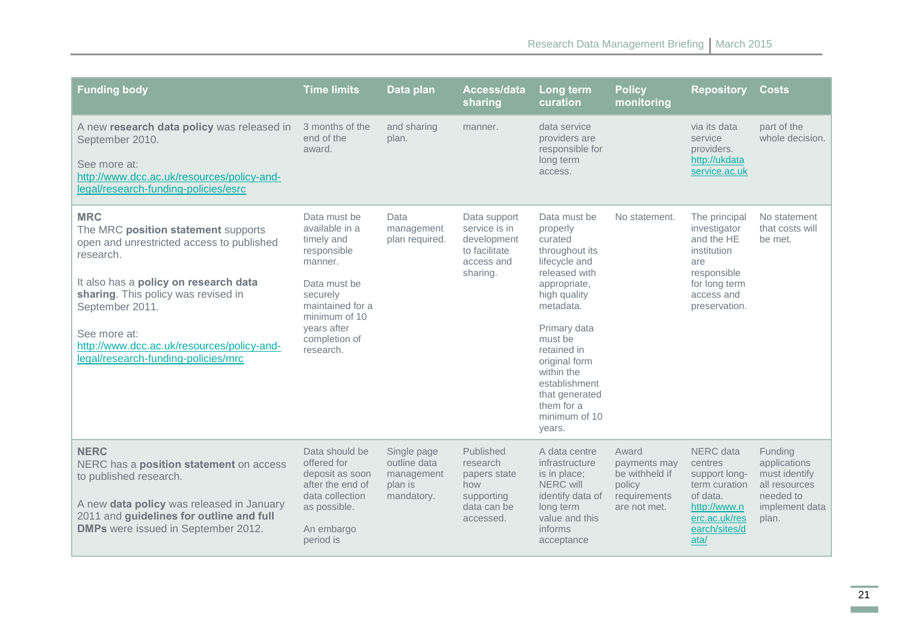| Funding body | Time limits | Data plan | Access/data sharing | Long term curation | Policy monitoring | Repository | Costs |
|---|---|---|---|---|---|---|---|
| A new **research data policy** was released in September 2010.<br><br>See more at:<br>http://www.dcc.ac.uk/resources/policy-and-legal/research-funding-policies/esrc | 3 months of the end of the award. | and sharing plan. | manner. | data service providers are responsible for long term access. | | via its data service providers. http://ukdataservice.ac.uk | part of the whole decision. |
| **MRC**<br>The MRC **position statement** supports open and unrestricted access to published research.<br><br>It also has a **policy on research data sharing**. This policy was revised in September 2011.<br><br>See more at:<br>http://www.dcc.ac.uk/resources/policy-and-legal/research-funding-policies/mrc | Data must be available in a timely and responsible manner.<br><br>Data must be securely maintained for a minimum of 10 years after completion of research. | Data management plan required. | Data support service is in development to facilitate access and sharing. | Data must be properly curated throughout its lifecycle and released with appropriate, high quality metadata.<br><br>Primary data must be retained in original form within the establishment that generated them for a minimum of 10 years. | No statement. | The principal investigator and the HE institution are responsible for long term access and preservation. | No statement that costs will be met. |
| **NERC**<br>NERC has a **position statement** on access to published research.<br><br>A new **data policy** was released in January 2011 and **guidelines for outline and full DMPs** were issued in September 2012. | Data should be offered for deposit as soon after the end of data collection as possible.<br><br>An embargo period is | Single page outline data management plan is mandatory. | Published research papers state how supporting data can be accessed. | A data centre infrastructure is in place; NERC will identify data of long term value and this informs acceptance | Award payments may be withheld if policy requirements are not met. | NERC data centres support long-term curation of data. http://www.nerc.ac.uk/research/sites/data/ | Funding applications must identify all resources needed to implement data plan. |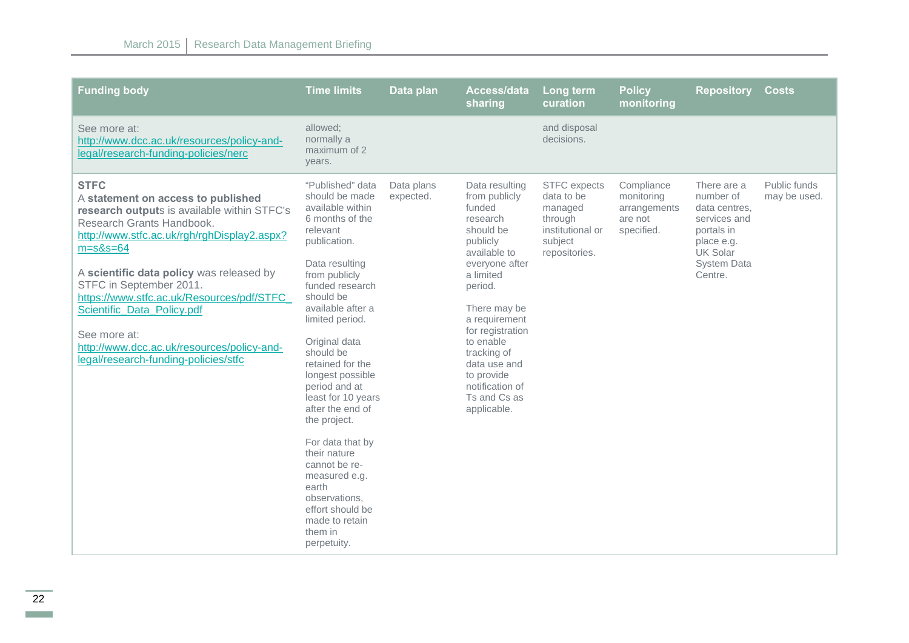| Funding body | Time limits | Data plan | Access/data sharing | Long term curation | Policy monitoring | Repository | Costs |
|---|---|---|---|---|---|---|---|
| See more at: http://www.dcc.ac.uk/resources/policy-and-legal/research-funding-policies/nerc | allowed; normally a maximum of 2 years. | | | and disposal decisions. | | | |
| **STFC**<br>A **statement on access to published research output**s is available within STFC's Research Grants Handbook. http://www.stfc.ac.uk/rgh/rghDisplay2.aspx?m=s&s=64<br><br>A **scientific data policy** was released by STFC in September 2011. https://www.stfc.ac.uk/Resources/pdf/STFC_Scientific_Data_Policy.pdf<br><br>See more at: http://www.dcc.ac.uk/resources/policy-and-legal/research-funding-policies/stfc | "Published" data should be made available within 6 months of the relevant publication.<br><br>Data resulting from publicly funded research should be available after a limited period.<br><br>Original data should be retained for the longest possible period and at least for 10 years after the end of the project.<br><br>For data that by their nature cannot be re-measured e.g. earth observations, effort should be made to retain them in perpetuity. | Data plans expected. | Data resulting from publicly funded research should be publicly available to everyone after a limited period.<br><br>There may be a requirement for registration to enable tracking of data use and to provide notification of Ts and Cs as applicable. | STFC expects data to be managed through institutional or subject repositories. | Compliance monitoring arrangements are not specified. | There are a number of data centres, services and portals in place e.g. UK Solar System Data Centre. | Public funds may be used. |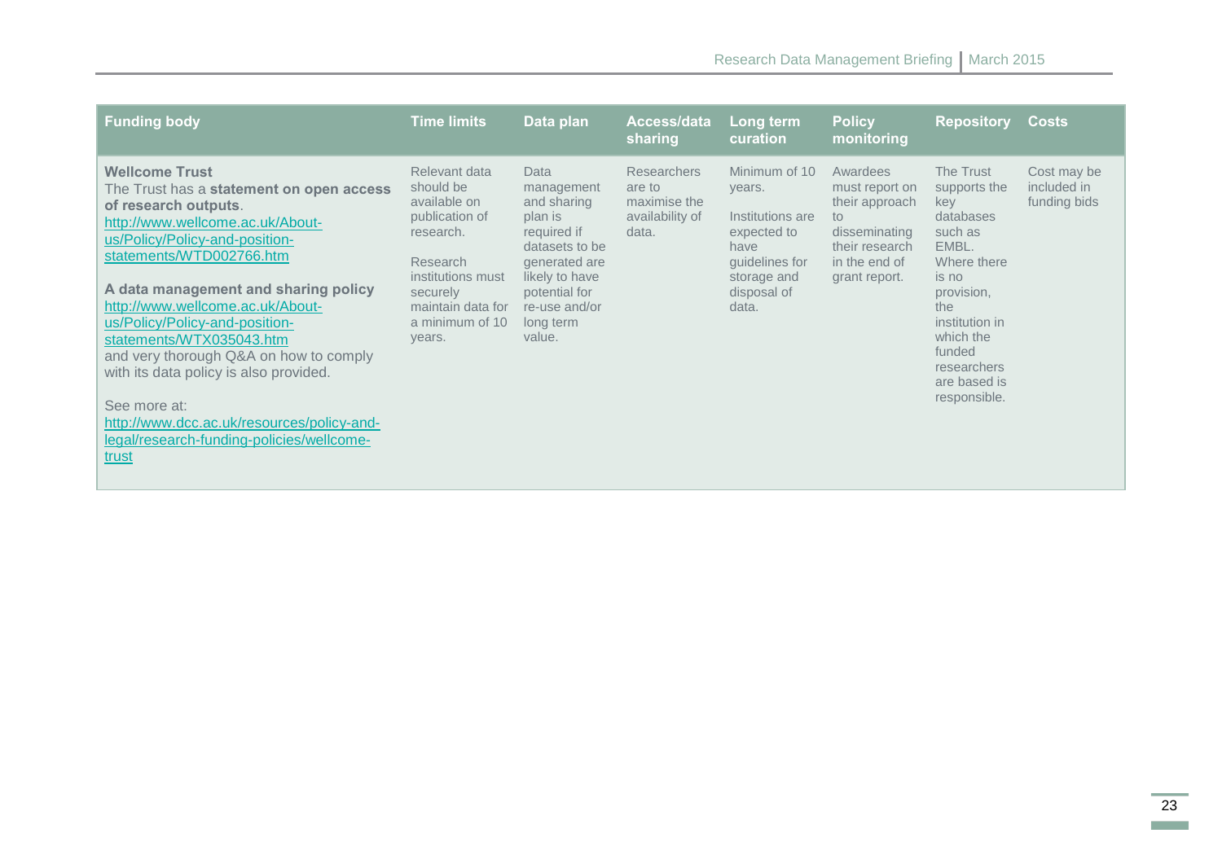| Funding body | Time limits | Data plan | Access/data sharing | Long term curation | Policy monitoring | Repository | Costs |
|---|---|---|---|---|---|---|---|
| **Wellcome Trust**<br>The Trust has a **statement on open access of research outputs**.<br>http://www.wellcome.ac.uk/About-us/Policy/Policy-and-position-statements/WTD002766.htm<br><br>**A data management and sharing policy**<br>http://www.wellcome.ac.uk/About-us/Policy/Policy-and-position-statements/WTX035043.htm<br>and very thorough Q&A on how to comply with its data policy is also provided.<br><br>See more at:<br>http://www.dcc.ac.uk/resources/policy-and-legal/research-funding-policies/wellcome-trust | Relevant data should be available on publication of research.<br><br>Research institutions must securely maintain data for a minimum of 10 years. | Data management and sharing plan is required if datasets to be generated are likely to have potential for re-use and/or long term value. | Researchers are to maximise the availability of data. | Minimum of 10 years.<br><br>Institutions are expected to have guidelines for storage and disposal of data. | Awardees must report on their approach to disseminating their research in the end of grant report. | The Trust supports the key databases such as EMBL. Where there is no provision, the institution in which the funded researchers are based is responsible. | Cost may be included in funding bids |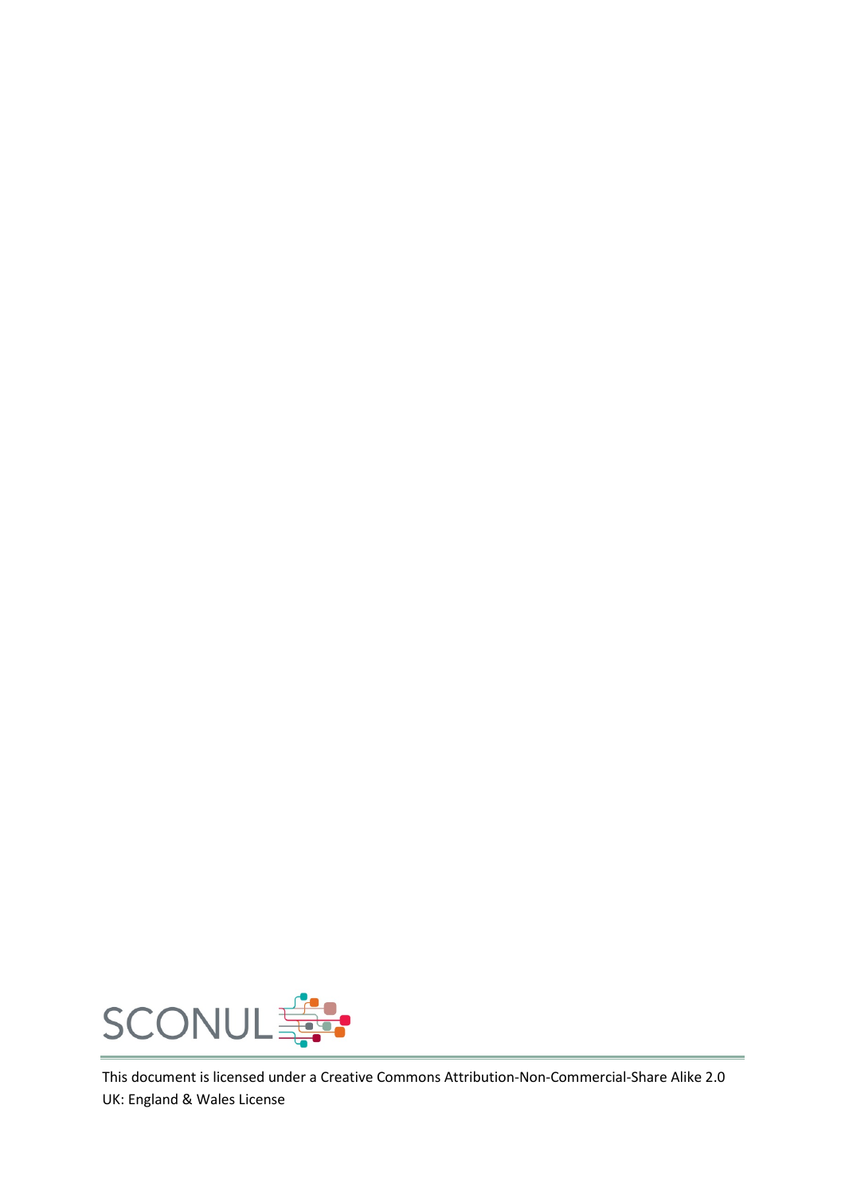SCONUL

This document is licensed under a Creative Commons Attribution-Non-Commercial-Share Alike 2.0 UK: England & Wales License